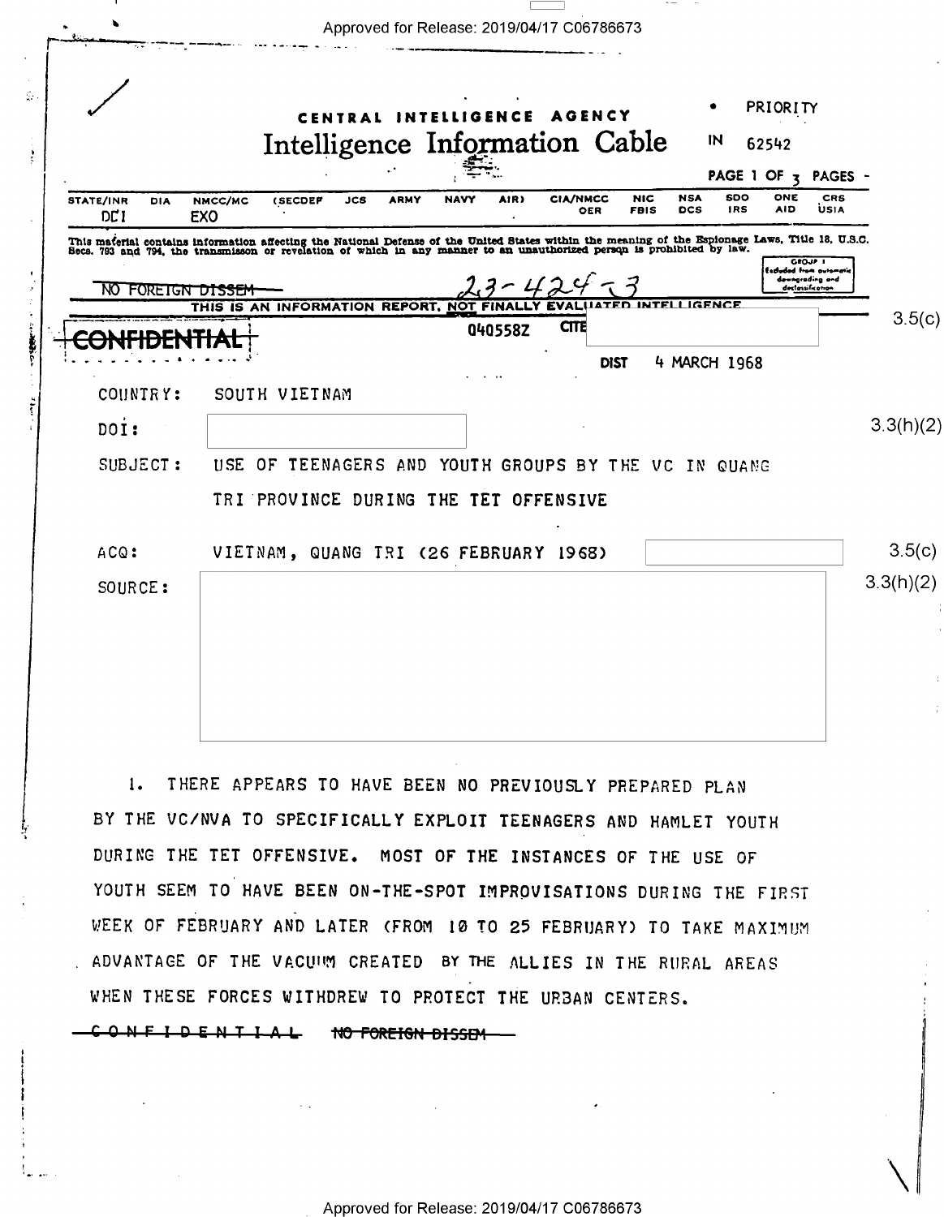PRIORITY

CENTRAL INTELLIGENCE AGENCY

# Intelligence Information Cable

IN 62542

| STATE/INR | DIA | NMCC/MC | (SECDEF | JCS | ARMY | NAVY | AIR) | CIA/NMCC | NIC | NSA | SDO | ONE | CRS |
|---|---|---|---|---|---|---|---|---|---|---|---|---|---|
| DCI | | EXO | | | | | | OER | FBIS | DCS | IRS | AID | USIA |

This material contains information affecting the National Defense of the United States within the meaning of the Espionage Laws, Title 18, U.S.C. Secs. 793 and 794, the transmisson or revelation of which in any manner to an unauthorized person is prohibited by law.

GROUP 1 Excluded from automatic downgrading and declassification

~~NO FOREIGN DISSEM~~

23-424-3

THIS IS AN INFORMATION REPORT, NOT FINALLY EVALUATED INTELLIGENCE.

~~CONFIDENTIAL~~

040558Z CITE [redacted] 3.5(c)

DIST 4 MARCH 1968

COUNTRY: SOUTH VIETNAM

DOI: [redacted] 3.3(h)(2)

SUBJECT: USE OF TEENAGERS AND YOUTH GROUPS BY THE VC IN QUANG TRI PROVINCE DURING THE TET OFFENSIVE

ACQ: VIETNAM, QUANG TRI (26 FEBRUARY 1968) [redacted] 3.5(c)

SOURCE: [redacted] 3.3(h)(2)

1. THERE APPEARS TO HAVE BEEN NO PREVIOUSLY PREPARED PLAN BY THE VC/NVA TO SPECIFICALLY EXPLOIT TEENAGERS AND HAMLET YOUTH DURING THE TET OFFENSIVE. MOST OF THE INSTANCES OF THE USE OF YOUTH SEEM TO HAVE BEEN ON-THE-SPOT IMPROVISATIONS DURING THE FIRST WEEK OF FEBRUARY AND LATER (FROM 10 TO 25 FEBRUARY) TO TAKE MAXIMUM ADVANTAGE OF THE VACUUM CREATED BY THE ALLIES IN THE RURAL AREAS WHEN THESE FORCES WITHDREW TO PROTECT THE URBAN CENTERS.

~~CONFIDENTIAL~~ ~~NO FOREIGN DISSEM~~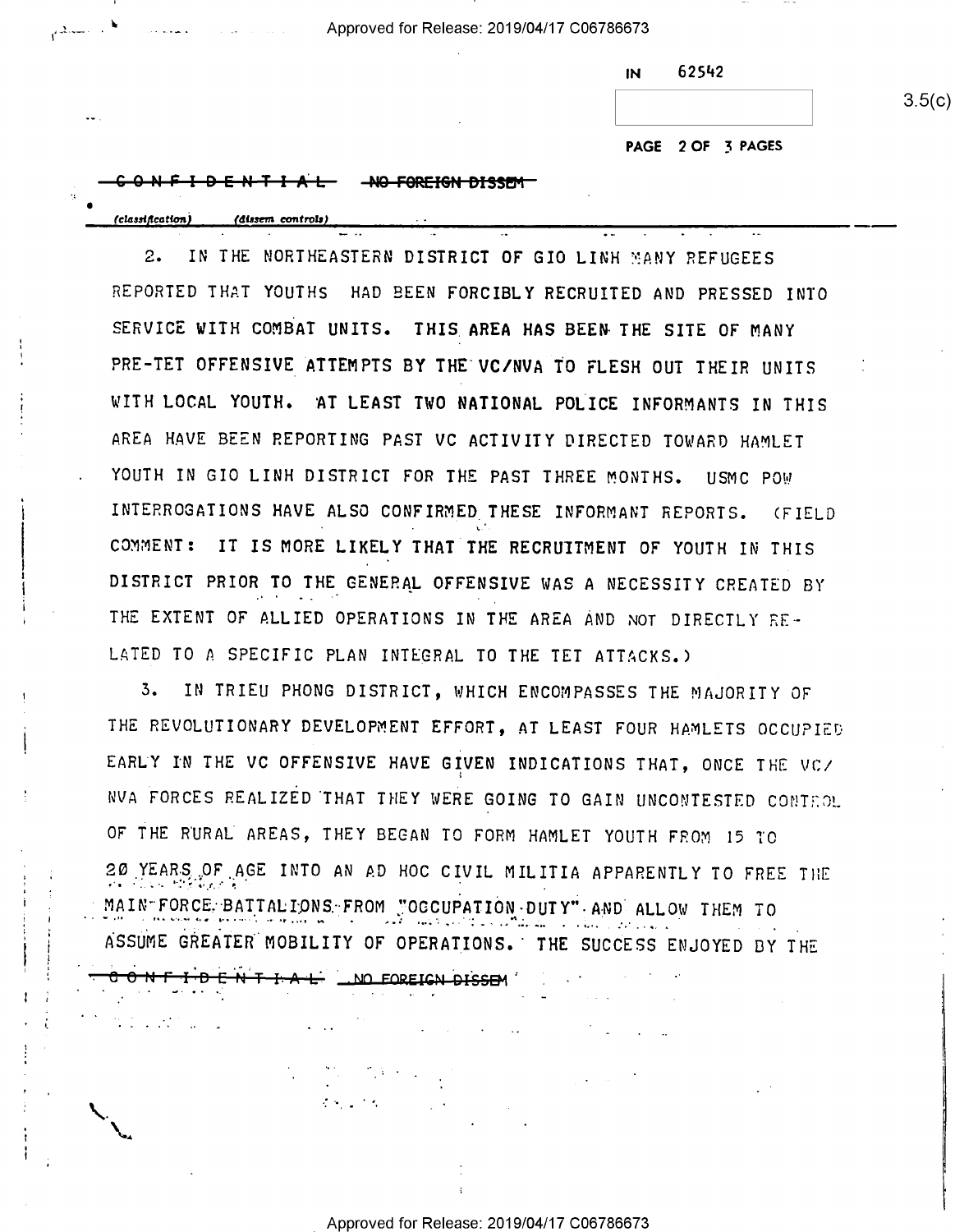IN 62542

3.5(c)

CONFIDENTIAL NO FOREIGN DISSEM

(classification) (dissem controls)

2. IN THE NORTHEASTERN DISTRICT OF GIO LINH MANY REFUGEES REPORTED THAT YOUTHS HAD BEEN FORCIBLY RECRUITED AND PRESSED INTO SERVICE WITH COMBAT UNITS. THIS AREA HAS BEEN THE SITE OF MANY PRE-TET OFFENSIVE ATTEMPTS BY THE VC/NVA TO FLESH OUT THEIR UNITS WITH LOCAL YOUTH. AT LEAST TWO NATIONAL POLICE INFORMANTS IN THIS AREA HAVE BEEN REPORTING PAST VC ACTIVITY DIRECTED TOWARD HAMLET YOUTH IN GIO LINH DISTRICT FOR THE PAST THREE MONTHS. USMC POW INTERROGATIONS HAVE ALSO CONFIRMED THESE INFORMANT REPORTS. (FIELD COMMENT: IT IS MORE LIKELY THAT THE RECRUITMENT OF YOUTH IN THIS DISTRICT PRIOR TO THE GENERAL OFFENSIVE WAS A NECESSITY CREATED BY THE EXTENT OF ALLIED OPERATIONS IN THE AREA AND NOT DIRECTLY RELATED TO A SPECIFIC PLAN INTEGRAL TO THE TET ATTACKS.)

3. IN TRIEU PHONG DISTRICT, WHICH ENCOMPASSES THE MAJORITY OF THE REVOLUTIONARY DEVELOPMENT EFFORT, AT LEAST FOUR HAMLETS OCCUPIED EARLY IN THE VC OFFENSIVE HAVE GIVEN INDICATIONS THAT, ONCE THE VC/NVA FORCES REALIZED THAT THEY WERE GOING TO GAIN UNCONTESTED CONTROL OF THE RURAL AREAS, THEY BEGAN TO FORM HAMLET YOUTH FROM 15 TO 20 YEARS OF AGE INTO AN AD HOC CIVIL MILITIA APPARENTLY TO FREE THE MAIN-FORCE BATTALIONS FROM "OCCUPATION DUTY" AND ALLOW THEM TO ASSUME GREATER MOBILITY OF OPERATIONS. THE SUCCESS ENJOYED BY THE

CONFIDENTIAL NO FOREIGN DISSEM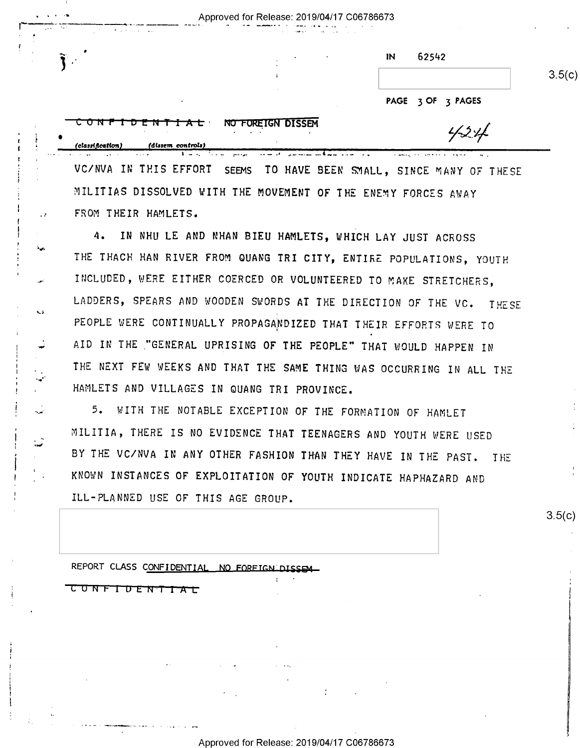IN 62542

3.5(c)

CONFIDENTIAL NO FOREIGN DISSEM

(classification) (dissem controls)

4244

VC/NVA IN THIS EFFORT SEEMS TO HAVE BEEN SMALL, SINCE MANY OF THESE MILITIAS DISSOLVED WITH THE MOVEMENT OF THE ENEMY FORCES AWAY FROM THEIR HAMLETS.

4. IN NHU LE AND NHAN BIEU HAMLETS, WHICH LAY JUST ACROSS THE THACH HAN RIVER FROM QUANG TRI CITY, ENTIRE POPULATIONS, YOUTH INCLUDED, WERE EITHER COERCED OR VOLUNTEERED TO MAKE STRETCHERS, LADDERS, SPEARS AND WOODEN SWORDS AT THE DIRECTION OF THE VC. THESE PEOPLE WERE CONTINUALLY PROPAGANDIZED THAT THEIR EFFORTS WERE TO AID IN THE "GENERAL UPRISING OF THE PEOPLE" THAT WOULD HAPPEN IN THE NEXT FEW WEEKS AND THAT THE SAME THING WAS OCCURRING IN ALL THE HAMLETS AND VILLAGES IN QUANG TRI PROVINCE.

5. WITH THE NOTABLE EXCEPTION OF THE FORMATION OF HAMLET MILITIA, THERE IS NO EVIDENCE THAT TEENAGERS AND YOUTH WERE USED BY THE VC/NVA IN ANY OTHER FASHION THAN THEY HAVE IN THE PAST. THE KNOWN INSTANCES OF EXPLOITATION OF YOUTH INDICATE HAPHAZARD AND ILL-PLANNED USE OF THIS AGE GROUP.

3.5(c)

REPORT CLASS CONFIDENTIAL NO FOREIGN DISSEM

CONFIDENTIAL